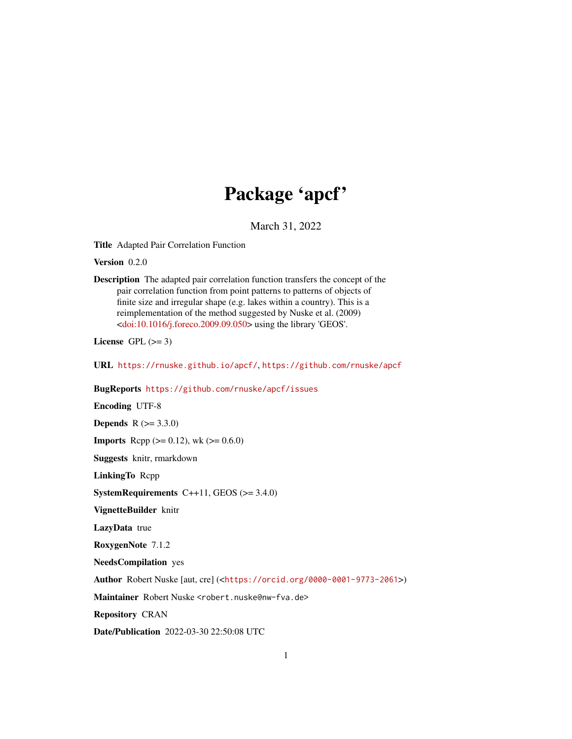# Package 'apcf'

March 31, 2022

**Title** Adapted Pair Correlation Function

**Version** 0.2.0

**Description** The adapted pair correlation function transfers the concept of the pair correlation function from point patterns to patterns of objects of finite size and irregular shape (e.g. lakes within a country). This is a reimplementation of the method suggested by Nuske et al. (2009) <doi:10.1016/j.foreco.2009.09.050> using the library 'GEOS'.

**License** GPL (>= 3)

**URL** https://rnuske.github.io/apcf/, https://github.com/rnuske/apcf

**BugReports** https://github.com/rnuske/apcf/issues

**Encoding** UTF-8

**Depends** R (>= 3.3.0)

**Imports** Rcpp (>= 0.12), wk (>= 0.6.0)

**Suggests** knitr, rmarkdown

**LinkingTo** Rcpp

**SystemRequirements** C++11, GEOS (>= 3.4.0)

**VignetteBuilder** knitr

**LazyData** true

**RoxygenNote** 7.1.2

**NeedsCompilation** yes

**Author** Robert Nuske [aut, cre] (<https://orcid.org/0000-0001-9773-2061>)

**Maintainer** Robert Nuske <robert.nuske@nw-fva.de>

**Repository** CRAN

**Date/Publication** 2022-03-30 22:50:08 UTC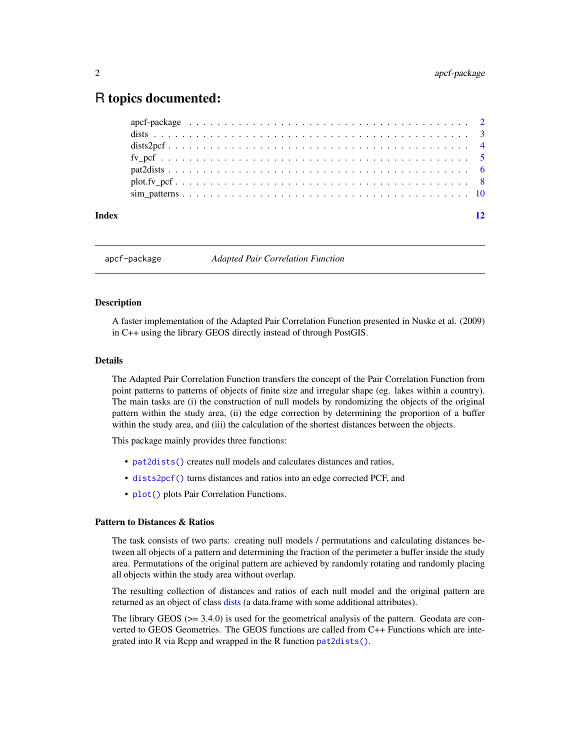# R topics documented:

| | |
|---|---|
| apcf-package | 2 |
| dists | 3 |
| dists2pcf | 4 |
| fv_pcf | 5 |
| pat2dists | 6 |
| plot.fv_pcf | 8 |
| sim_patterns | 10 |
| **Index** | **12** |

---

## apcf-package — *Adapted Pair Correlation Function*

### Description

A faster implementation of the Adapted Pair Correlation Function presented in Nuske et al. (2009) in C++ using the library GEOS directly instead of through PostGIS.

### Details

The Adapted Pair Correlation Function transfers the concept of the Pair Correlation Function from point patterns to patterns of objects of finite size and irregular shape (eg. lakes within a country). The main tasks are (i) the construction of null models by rondomizing the objects of the original pattern within the study area, (ii) the edge correction by determining the proportion of a buffer within the study area, and (iii) the calculation of the shortest distances between the objects.

This package mainly provides three functions:

- `pat2dists()` creates null models and calculates distances and ratios,
- `dists2pcf()` turns distances and ratios into an edge corrected PCF, and
- `plot()` plots Pair Correlation Functions.

### Pattern to Distances & Ratios

The task consists of two parts: creating null models / permutations and calculating distances between all objects of a pattern and determining the fraction of the perimeter a buffer inside the study area. Permutations of the original pattern are achieved by randomly rotating and randomly placing all objects within the study area without overlap.

The resulting collection of distances and ratios of each null model and the original pattern are returned as an object of class dists (a data.frame with some additional attributes).

The library GEOS (>= 3.4.0) is used for the geometrical analysis of the pattern. Geodata are converted to GEOS Geometries. The GEOS functions are called from C++ Functions which are integrated into R via Rcpp and wrapped in the R function `pat2dists()`.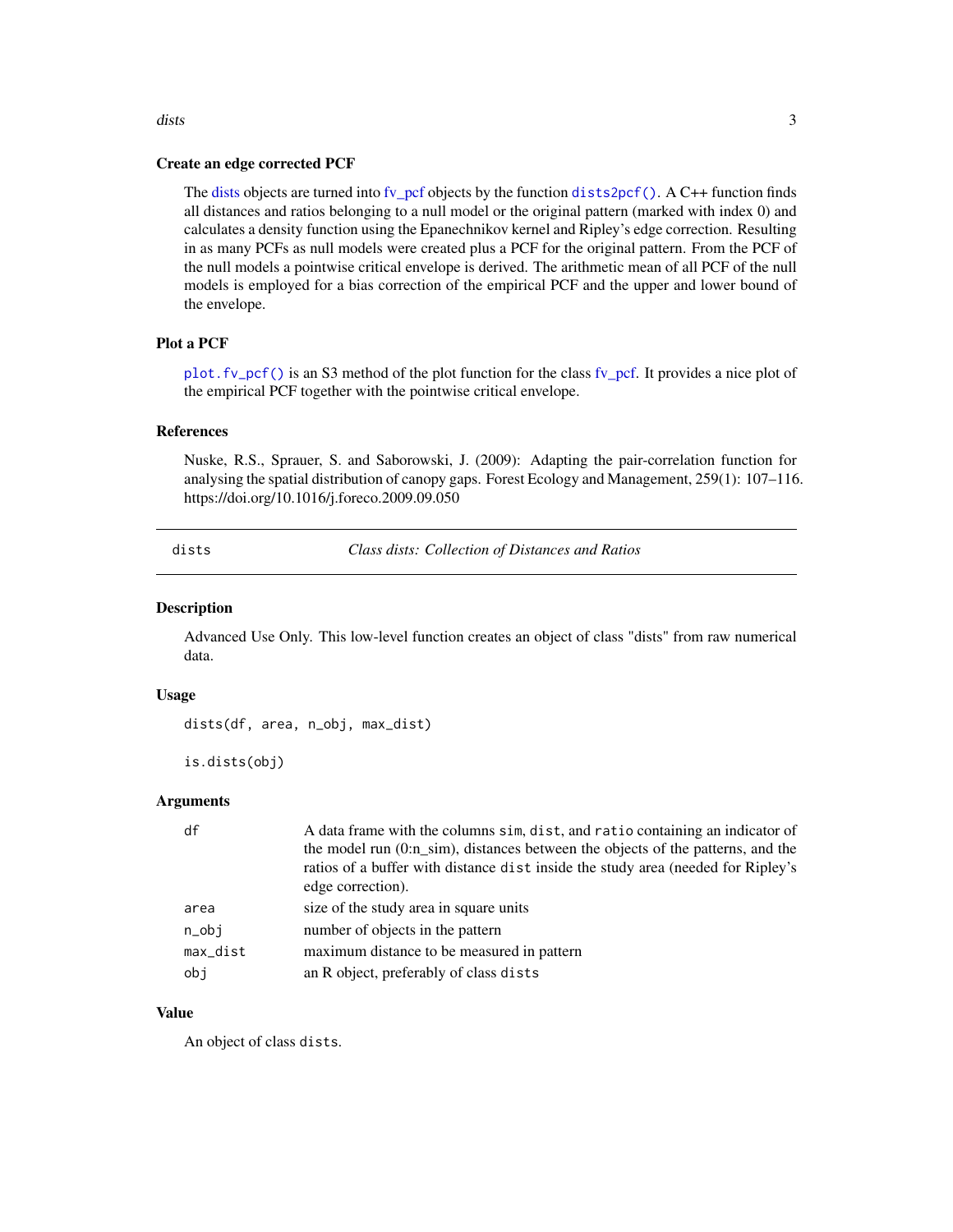### Create an edge corrected PCF

The dists objects are turned into fv_pcf objects by the function `dists2pcf()`. A C++ function finds all distances and ratios belonging to a null model or the original pattern (marked with index 0) and calculates a density function using the Epanechnikov kernel and Ripley's edge correction. Resulting in as many PCFs as null models were created plus a PCF for the original pattern. From the PCF of the null models a pointwise critical envelope is derived. The arithmetic mean of all PCF of the null models is employed for a bias correction of the empirical PCF and the upper and lower bound of the envelope.

### Plot a PCF

`plot.fv_pcf()` is an S3 method of the plot function for the class fv_pcf. It provides a nice plot of the empirical PCF together with the pointwise critical envelope.

### References

Nuske, R.S., Sprauer, S. and Saborowski, J. (2009): Adapting the pair-correlation function for analysing the spatial distribution of canopy gaps. Forest Ecology and Management, 259(1): 107–116. https://doi.org/10.1016/j.foreco.2009.09.050

---

## dists — *Class dists: Collection of Distances and Ratios*

### Description

Advanced Use Only. This low-level function creates an object of class "dists" from raw numerical data.

### Usage

```
dists(df, area, n_obj, max_dist)

is.dists(obj)
```

### Arguments

| | |
|---|---|
| `df` | A data frame with the columns `sim`, `dist`, and `ratio` containing an indicator of the model run (0:n_sim), distances between the objects of the patterns, and the ratios of a buffer with distance `dist` inside the study area (needed for Ripley's edge correction). |
| `area` | size of the study area in square units |
| `n_obj` | number of objects in the pattern |
| `max_dist` | maximum distance to be measured in pattern |
| `obj` | an R object, preferably of class `dists` |

### Value

An object of class `dists`.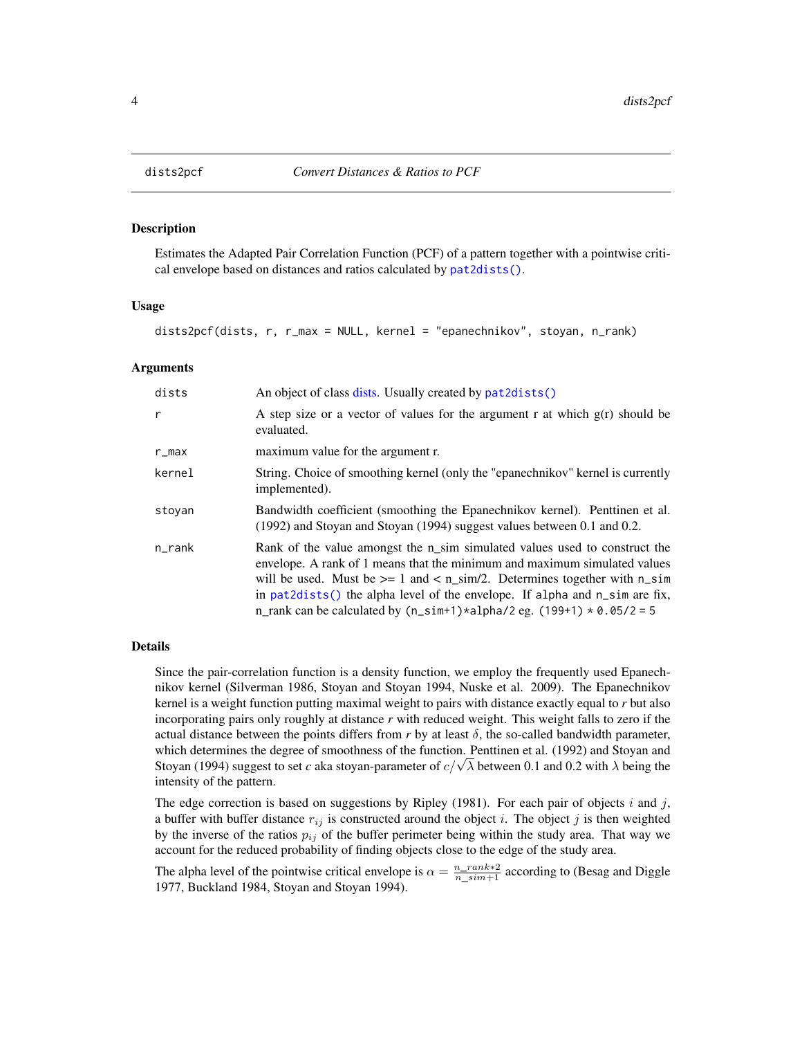# dists2pcf — *Convert Distances & Ratios to PCF*

## Description

Estimates the Adapted Pair Correlation Function (PCF) of a pattern together with a pointwise critical envelope based on distances and ratios calculated by pat2dists().

## Usage

```
dists2pcf(dists, r, r_max = NULL, kernel = "epanechnikov", stoyan, n_rank)
```

## Arguments

| Argument | Description |
|---|---|
| dists | An object of class dists. Usually created by pat2dists() |
| r | A step size or a vector of values for the argument r at which g(r) should be evaluated. |
| r_max | maximum value for the argument r. |
| kernel | String. Choice of smoothing kernel (only the "epanechnikov" kernel is currently implemented). |
| stoyan | Bandwidth coefficient (smoothing the Epanechnikov kernel). Penttinen et al. (1992) and Stoyan and Stoyan (1994) suggest values between 0.1 and 0.2. |
| n_rank | Rank of the value amongst the n_sim simulated values used to construct the envelope. A rank of 1 means that the minimum and maximum simulated values will be used. Must be >= 1 and < n_sim/2. Determines together with n_sim in pat2dists() the alpha level of the envelope. If alpha and n_sim are fix, n_rank can be calculated by `(n_sim+1)*alpha/2` eg. `(199+1) * 0.05/2 = 5` |

## Details

Since the pair-correlation function is a density function, we employ the frequently used Epanechnikov kernel (Silverman 1986, Stoyan and Stoyan 1994, Nuske et al. 2009). The Epanechnikov kernel is a weight function putting maximal weight to pairs with distance exactly equal to *r* but also incorporating pairs only roughly at distance *r* with reduced weight. This weight falls to zero if the actual distance between the points differs from *r* by at least $\delta$, the so-called bandwidth parameter, which determines the degree of smoothness of the function. Penttinen et al. (1992) and Stoyan and Stoyan (1994) suggest to set $c$ aka stoyan-parameter of $c/\sqrt{\lambda}$ between 0.1 and 0.2 with $\lambda$ being the intensity of the pattern.

The edge correction is based on suggestions by Ripley (1981). For each pair of objects $i$ and $j$, a buffer with buffer distance $r_{ij}$ is constructed around the object $i$. The object $j$ is then weighted by the inverse of the ratios $p_{ij}$ of the buffer perimeter being within the study area. That way we account for the reduced probability of finding objects close to the edge of the study area.

The alpha level of the pointwise critical envelope is $\alpha = \frac{n\_rank*2}{n\_sim+1}$ according to (Besag and Diggle 1977, Buckland 1984, Stoyan and Stoyan 1994).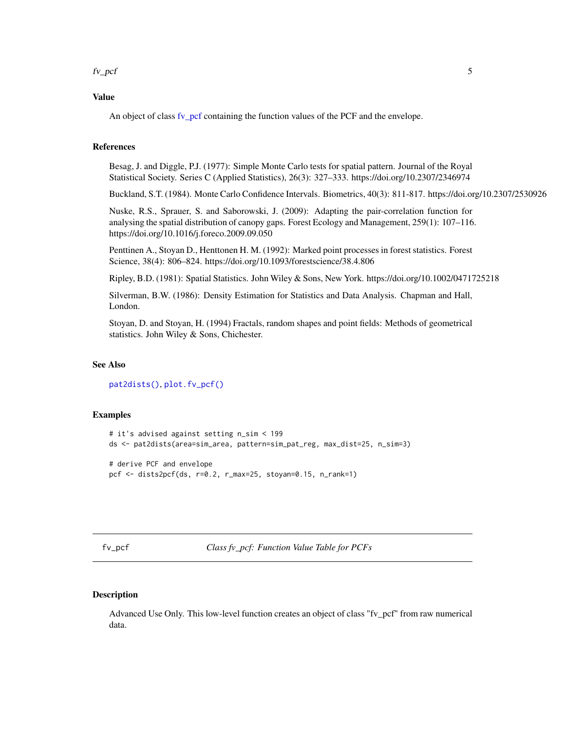## Value

An object of class fv_pcf containing the function values of the PCF and the envelope.

## References

Besag, J. and Diggle, P.J. (1977): Simple Monte Carlo tests for spatial pattern. Journal of the Royal Statistical Society. Series C (Applied Statistics), 26(3): 327–333. https://doi.org/10.2307/2346974

Buckland, S.T. (1984). Monte Carlo Confidence Intervals. Biometrics, 40(3): 811-817. https://doi.org/10.2307/2530926

Nuske, R.S., Sprauer, S. and Saborowski, J. (2009): Adapting the pair-correlation function for analysing the spatial distribution of canopy gaps. Forest Ecology and Management, 259(1): 107–116. https://doi.org/10.1016/j.foreco.2009.09.050

Penttinen A., Stoyan D., Henttonen H. M. (1992): Marked point processes in forest statistics. Forest Science, 38(4): 806–824. https://doi.org/10.1093/forestscience/38.4.806

Ripley, B.D. (1981): Spatial Statistics. John Wiley & Sons, New York. https://doi.org/10.1002/0471725218

Silverman, B.W. (1986): Density Estimation for Statistics and Data Analysis. Chapman and Hall, London.

Stoyan, D. and Stoyan, H. (1994) Fractals, random shapes and point fields: Methods of geometrical statistics. John Wiley & Sons, Chichester.

## See Also

`pat2dists()`, `plot.fv_pcf()`

## Examples

```
# it's advised against setting n_sim < 199
ds <- pat2dists(area=sim_area, pattern=sim_pat_reg, max_dist=25, n_sim=3)

# derive PCF and envelope
pcf <- dists2pcf(ds, r=0.2, r_max=25, stoyan=0.15, n_rank=1)
```

---

# fv_pcf — *Class fv_pcf: Function Value Table for PCFs*

## Description

Advanced Use Only. This low-level function creates an object of class "fv_pcf" from raw numerical data.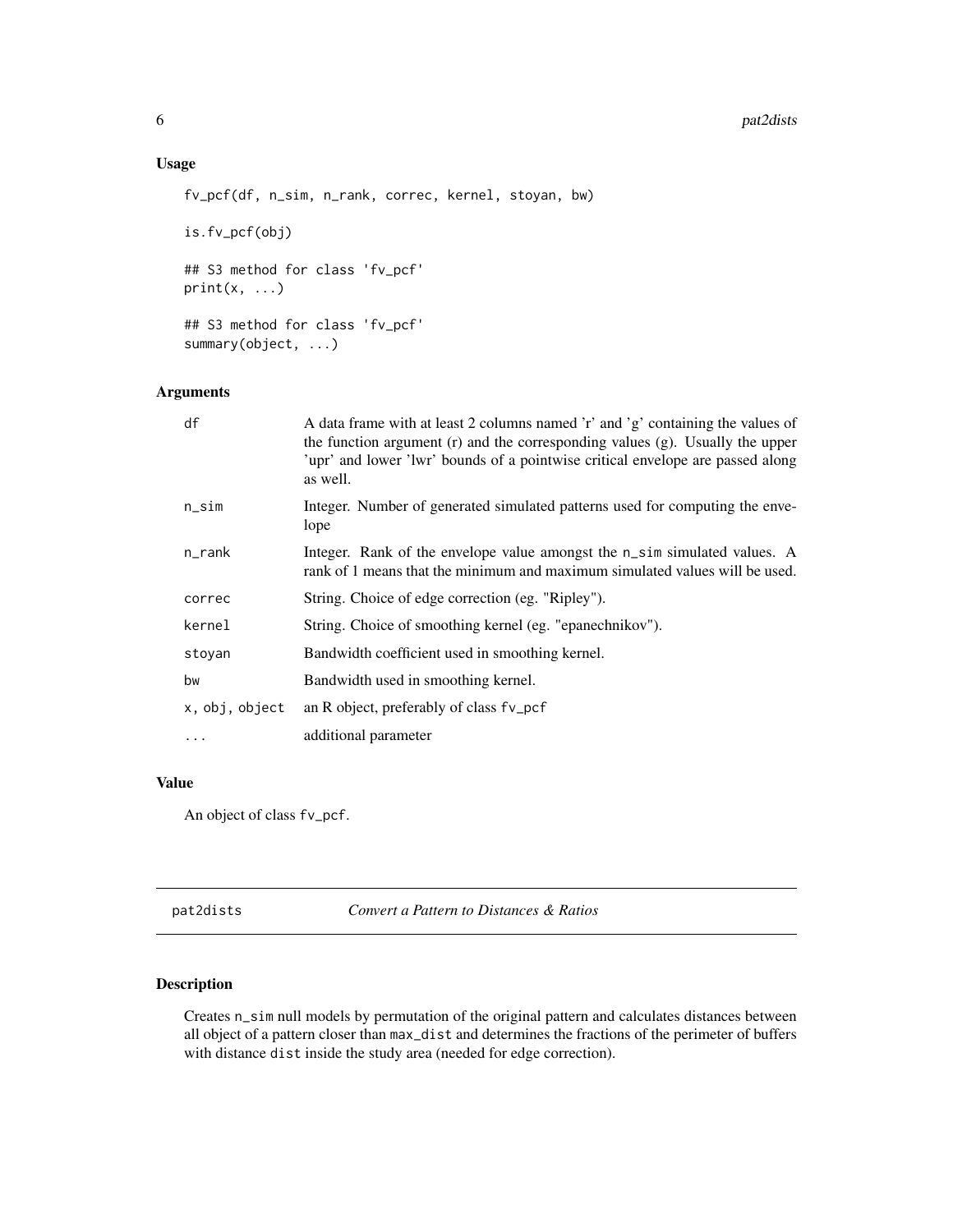## Usage

```
fv_pcf(df, n_sim, n_rank, correc, kernel, stoyan, bw)

is.fv_pcf(obj)

## S3 method for class 'fv_pcf'
print(x, ...)

## S3 method for class 'fv_pcf'
summary(object, ...)
```

## Arguments

| | |
|---|---|
| df | A data frame with at least 2 columns named 'r' and 'g' containing the values of the function argument (r) and the corresponding values (g). Usually the upper 'upr' and lower 'lwr' bounds of a pointwise critical envelope are passed along as well. |
| n_sim | Integer. Number of generated simulated patterns used for computing the envelope |
| n_rank | Integer. Rank of the envelope value amongst the n_sim simulated values. A rank of 1 means that the minimum and maximum simulated values will be used. |
| correc | String. Choice of edge correction (eg. "Ripley"). |
| kernel | String. Choice of smoothing kernel (eg. "epanechnikov"). |
| stoyan | Bandwidth coefficient used in smoothing kernel. |
| bw | Bandwidth used in smoothing kernel. |
| x, obj, object | an R object, preferably of class fv_pcf |
| ... | additional parameter |

## Value

An object of class fv_pcf.

---

# pat2dists *Convert a Pattern to Distances & Ratios*

## Description

Creates n_sim null models by permutation of the original pattern and calculates distances between all object of a pattern closer than max_dist and determines the fractions of the perimeter of buffers with distance dist inside the study area (needed for edge correction).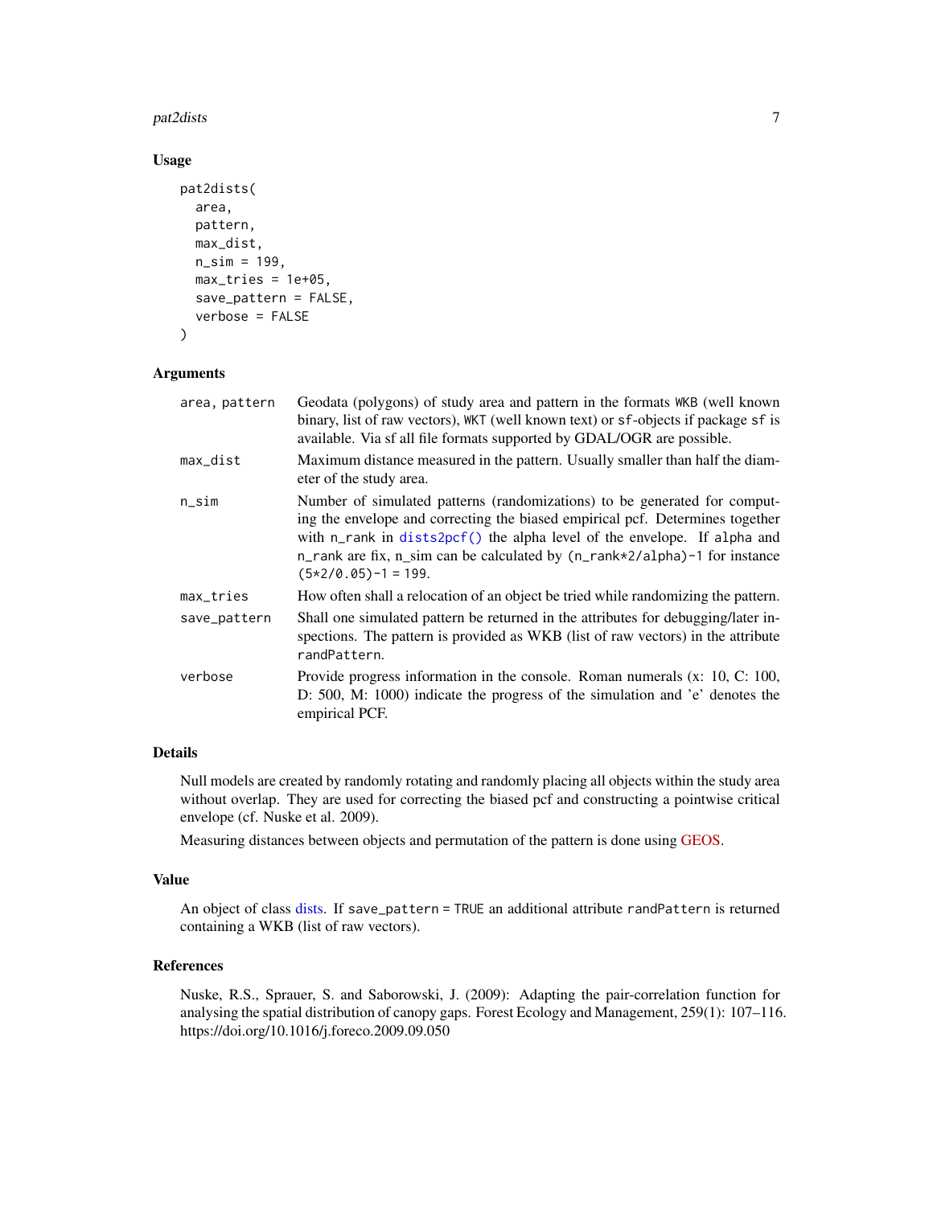### Usage

```
pat2dists(
  area,
  pattern,
  max_dist,
  n_sim = 199,
  max_tries = 1e+05,
  save_pattern = FALSE,
  verbose = FALSE
)
```

### Arguments

| | |
|---|---|
| area, pattern | Geodata (polygons) of study area and pattern in the formats WKB (well known binary, list of raw vectors), WKT (well known text) or sf-objects if package sf is available. Via sf all file formats supported by GDAL/OGR are possible. |
| max_dist | Maximum distance measured in the pattern. Usually smaller than half the diameter of the study area. |
| n_sim | Number of simulated patterns (randomizations) to be generated for computing the envelope and correcting the biased empirical pcf. Determines together with n_rank in dists2pcf() the alpha level of the envelope. If alpha and n_rank are fix, n_sim can be calculated by (n_rank*2/alpha)-1 for instance (5*2/0.05)-1 = 199. |
| max_tries | How often shall a relocation of an object be tried while randomizing the pattern. |
| save_pattern | Shall one simulated pattern be returned in the attributes for debugging/later inspections. The pattern is provided as WKB (list of raw vectors) in the attribute randPattern. |
| verbose | Provide progress information in the console. Roman numerals (x: 10, C: 100, D: 500, M: 1000) indicate the progress of the simulation and 'e' denotes the empirical PCF. |

### Details

Null models are created by randomly rotating and randomly placing all objects within the study area without overlap. They are used for correcting the biased pcf and constructing a pointwise critical envelope (cf. Nuske et al. 2009).

Measuring distances between objects and permutation of the pattern is done using GEOS.

### Value

An object of class dists. If save_pattern = TRUE an additional attribute randPattern is returned containing a WKB (list of raw vectors).

### References

Nuske, R.S., Sprauer, S. and Saborowski, J. (2009): Adapting the pair-correlation function for analysing the spatial distribution of canopy gaps. Forest Ecology and Management, 259(1): 107–116. https://doi.org/10.1016/j.foreco.2009.09.050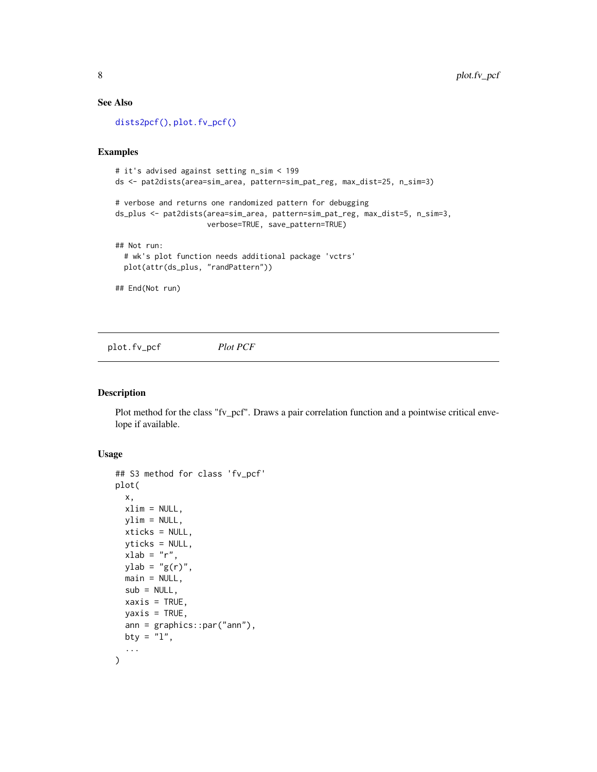## See Also

dists2pcf(), plot.fv_pcf()

## Examples

```
# it's advised against setting n_sim < 199
ds <- pat2dists(area=sim_area, pattern=sim_pat_reg, max_dist=25, n_sim=3)

# verbose and returns one randomized pattern for debugging
ds_plus <- pat2dists(area=sim_area, pattern=sim_pat_reg, max_dist=5, n_sim=3,
                    verbose=TRUE, save_pattern=TRUE)

## Not run:
  # wk's plot function needs additional package 'vctrs'
  plot(attr(ds_plus, "randPattern"))

## End(Not run)
```

---

plot.fv_pcf &emsp; *Plot PCF*

---

## Description

Plot method for the class "fv_pcf". Draws a pair correlation function and a pointwise critical envelope if available.

## Usage

```
## S3 method for class 'fv_pcf'
plot(
  x,
  xlim = NULL,
  ylim = NULL,
  xticks = NULL,
  yticks = NULL,
  xlab = "r",
  ylab = "g(r)",
  main = NULL,
  sub = NULL,
  xaxis = TRUE,
  yaxis = TRUE,
  ann = graphics::par("ann"),
  bty = "l",
  ...
)
```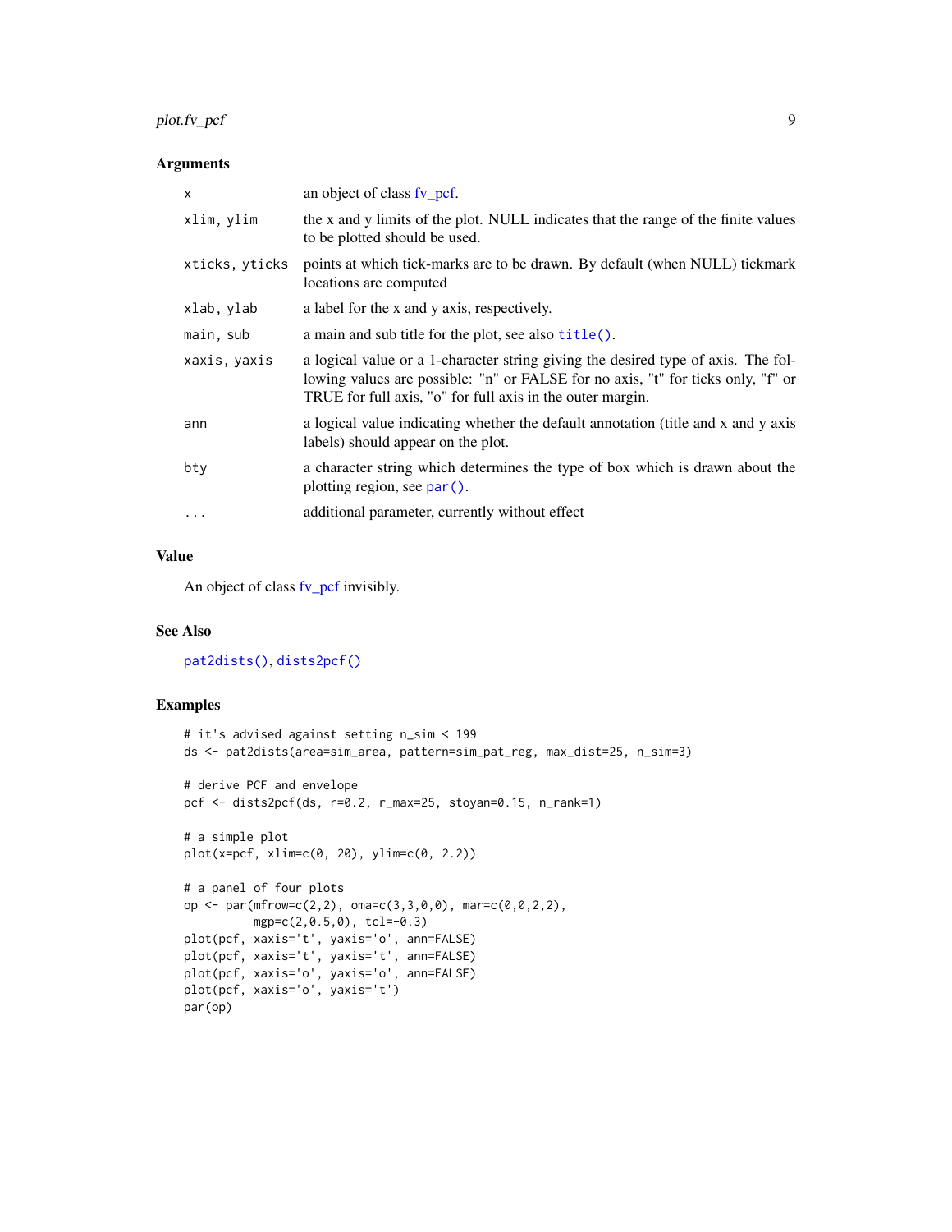### Arguments

| | |
|---|---|
| `x` | an object of class fv_pcf. |
| `xlim, ylim` | the x and y limits of the plot. NULL indicates that the range of the finite values to be plotted should be used. |
| `xticks, yticks` | points at which tick-marks are to be drawn. By default (when NULL) tickmark locations are computed |
| `xlab, ylab` | a label for the x and y axis, respectively. |
| `main, sub` | a main and sub title for the plot, see also `title()`. |
| `xaxis, yaxis` | a logical value or a 1-character string giving the desired type of axis. The following values are possible: "n" or FALSE for no axis, "t" for ticks only, "f" or TRUE for full axis, "o" for full axis in the outer margin. |
| `ann` | a logical value indicating whether the default annotation (title and x and y axis labels) should appear on the plot. |
| `bty` | a character string which determines the type of box which is drawn about the plotting region, see `par()`. |
| `...` | additional parameter, currently without effect |

### Value

An object of class fv_pcf invisibly.

### See Also

`pat2dists()`, `dists2pcf()`

### Examples

```
# it's advised against setting n_sim < 199
ds <- pat2dists(area=sim_area, pattern=sim_pat_reg, max_dist=25, n_sim=3)

# derive PCF and envelope
pcf <- dists2pcf(ds, r=0.2, r_max=25, stoyan=0.15, n_rank=1)

# a simple plot
plot(x=pcf, xlim=c(0, 20), ylim=c(0, 2.2))

# a panel of four plots
op <- par(mfrow=c(2,2), oma=c(3,3,0,0), mar=c(0,0,2,2),
          mgp=c(2,0.5,0), tcl=-0.3)
plot(pcf, xaxis='t', yaxis='o', ann=FALSE)
plot(pcf, xaxis='t', yaxis='t', ann=FALSE)
plot(pcf, xaxis='o', yaxis='o', ann=FALSE)
plot(pcf, xaxis='o', yaxis='t')
par(op)
```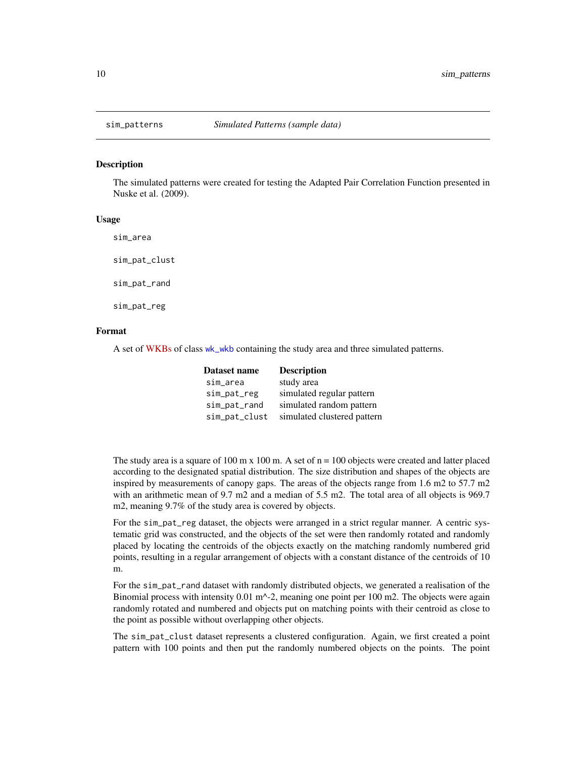## sim_patterns *Simulated Patterns (sample data)*

### Description

The simulated patterns were created for testing the Adapted Pair Correlation Function presented in Nuske et al. (2009).

### Usage

```
sim_area

sim_pat_clust

sim_pat_rand

sim_pat_reg
```

### Format

A set of WKBs of class wk_wkb containing the study area and three simulated patterns.

| Dataset name | Description |
|---|---|
| sim_area | study area |
| sim_pat_reg | simulated regular pattern |
| sim_pat_rand | simulated random pattern |
| sim_pat_clust | simulated clustered pattern |

The study area is a square of 100 m x 100 m. A set of n = 100 objects were created and latter placed according to the designated spatial distribution. The size distribution and shapes of the objects are inspired by measurements of canopy gaps. The areas of the objects range from 1.6 m2 to 57.7 m2 with an arithmetic mean of 9.7 m2 and a median of 5.5 m2. The total area of all objects is 969.7 m2, meaning 9.7% of the study area is covered by objects.

For the sim_pat_reg dataset, the objects were arranged in a strict regular manner. A centric systematic grid was constructed, and the objects of the set were then randomly rotated and randomly placed by locating the centroids of the objects exactly on the matching randomly numbered grid points, resulting in a regular arrangement of objects with a constant distance of the centroids of 10 m.

For the sim_pat_rand dataset with randomly distributed objects, we generated a realisation of the Binomial process with intensity 0.01 m^-2, meaning one point per 100 m2. The objects were again randomly rotated and numbered and objects put on matching points with their centroid as close to the point as possible without overlapping other objects.

The sim_pat_clust dataset represents a clustered configuration. Again, we first created a point pattern with 100 points and then put the randomly numbered objects on the points. The point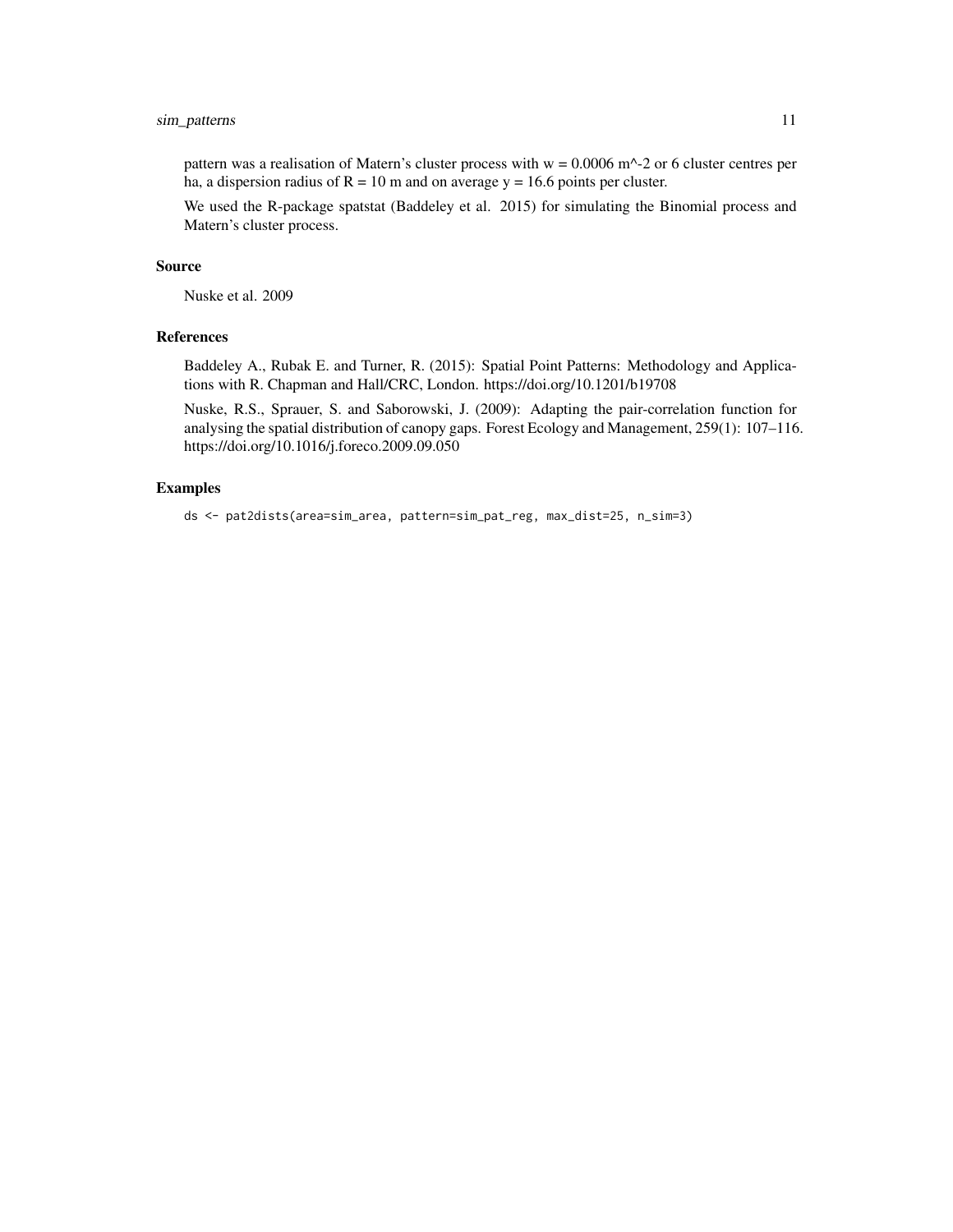pattern was a realisation of Matern's cluster process with w = 0.0006 m^-2 or 6 cluster centres per ha, a dispersion radius of R = 10 m and on average y = 16.6 points per cluster.

We used the R-package spatstat (Baddeley et al. 2015) for simulating the Binomial process and Matern's cluster process.

## Source

Nuske et al. 2009

## References

Baddeley A., Rubak E. and Turner, R. (2015): Spatial Point Patterns: Methodology and Applications with R. Chapman and Hall/CRC, London. https://doi.org/10.1201/b19708

Nuske, R.S., Sprauer, S. and Saborowski, J. (2009): Adapting the pair-correlation function for analysing the spatial distribution of canopy gaps. Forest Ecology and Management, 259(1): 107–116. https://doi.org/10.1016/j.foreco.2009.09.050

## Examples

```
ds <- pat2dists(area=sim_area, pattern=sim_pat_reg, max_dist=25, n_sim=3)
```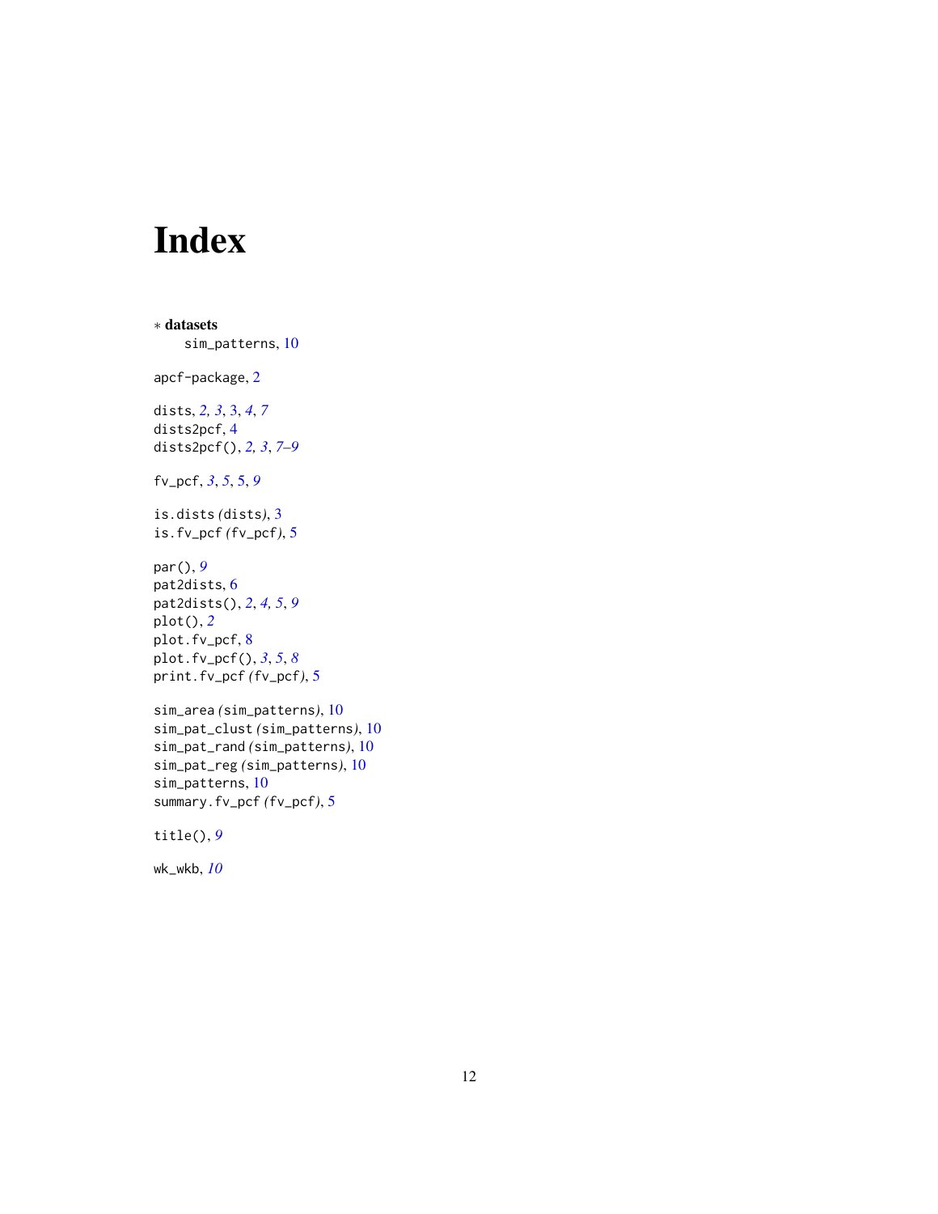# Index

∗ **datasets**
    sim_patterns, 10

apcf-package, 2

dists, *2, 3*, 3, *4*, *7*
dists2pcf, 4
dists2pcf(), *2, 3*, *7–9*

fv_pcf, *3*, *5*, 5, *9*

is.dists *(*dists*)*, 3
is.fv_pcf *(*fv_pcf*)*, 5

par(), *9*
pat2dists, 6
pat2dists(), *2*, *4, 5*, *9*
plot(), *2*
plot.fv_pcf, 8
plot.fv_pcf(), *3*, *5*, *8*
print.fv_pcf *(*fv_pcf*)*, 5

sim_area *(*sim_patterns*)*, 10
sim_pat_clust *(*sim_patterns*)*, 10
sim_pat_rand *(*sim_patterns*)*, 10
sim_pat_reg *(*sim_patterns*)*, 10
sim_patterns, 10
summary.fv_pcf *(*fv_pcf*)*, 5

title(), *9*

wk_wkb, *10*